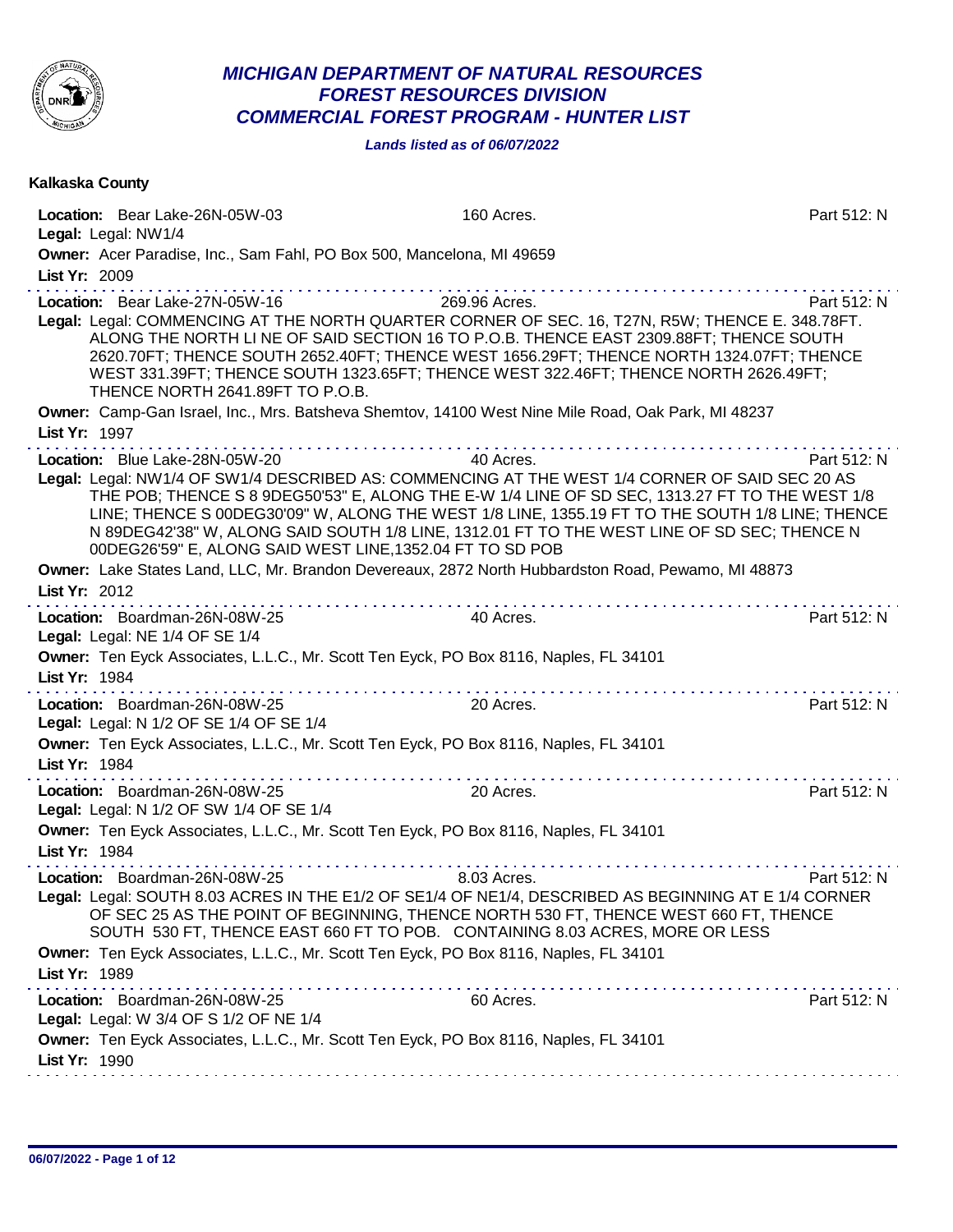# MICHIGAN DEPARTMENT OF NATURAL RESOURCES
## FOREST RESOURCES DIVISION
## COMMERCIAL FOREST PROGRAM - HUNTER LIST

***Lands listed as of 06/07/2022***

### Kalkaska County

**Location:** Bear Lake-26N-05W-03 — 160 Acres. — Part 512: N
**Legal:** Legal: NW1/4
**Owner:** Acer Paradise, Inc., Sam Fahl, PO Box 500, Mancelona, MI 49659
**List Yr:** 2009

---

**Location:** Bear Lake-27N-05W-16 — 269.96 Acres. — Part 512: N
**Legal:** Legal: COMMENCING AT THE NORTH QUARTER CORNER OF SEC. 16, T27N, R5W; THENCE E. 348.78FT. ALONG THE NORTH LI NE OF SAID SECTION 16 TO P.O.B. THENCE EAST 2309.88FT; THENCE SOUTH 2620.70FT; THENCE SOUTH 2652.40FT; THENCE WEST 1656.29FT; THENCE NORTH 1324.07FT; THENCE WEST 331.39FT; THENCE SOUTH 1323.65FT; THENCE WEST 322.46FT; THENCE NORTH 2626.49FT; THENCE NORTH 2641.89FT TO P.O.B.
**Owner:** Camp-Gan Israel, Inc., Mrs. Batsheva Shemtov, 14100 West Nine Mile Road, Oak Park, MI 48237
**List Yr:** 1997

---

**Location:** Blue Lake-28N-05W-20 — 40 Acres. — Part 512: N
**Legal:** Legal: NW1/4 OF SW1/4 DESCRIBED AS: COMMENCING AT THE WEST 1/4 CORNER OF SAID SEC 20 AS THE POB; THENCE S 8 9DEG50'53" E, ALONG THE E-W 1/4 LINE OF SD SEC, 1313.27 FT TO THE WEST 1/8 LINE; THENCE S 00DEG30'09" W, ALONG THE WEST 1/8 LINE, 1355.19 FT TO THE SOUTH 1/8 LINE; THENCE N 89DEG42'38" W, ALONG SAID SOUTH 1/8 LINE, 1312.01 FT TO THE WEST LINE OF SD SEC; THENCE N 00DEG26'59" E, ALONG SAID WEST LINE,1352.04 FT TO SD POB
**Owner:** Lake States Land, LLC, Mr. Brandon Devereaux, 2872 North Hubbardston Road, Pewamo, MI 48873
**List Yr:** 2012

---

**Location:** Boardman-26N-08W-25 — 40 Acres. — Part 512: N
**Legal:** Legal: NE 1/4 OF SE 1/4
**Owner:** Ten Eyck Associates, L.L.C., Mr. Scott Ten Eyck, PO Box 8116, Naples, FL 34101
**List Yr:** 1984

---

**Location:** Boardman-26N-08W-25 — 20 Acres. — Part 512: N
**Legal:** Legal: N 1/2 OF SE 1/4 OF SE 1/4
**Owner:** Ten Eyck Associates, L.L.C., Mr. Scott Ten Eyck, PO Box 8116, Naples, FL 34101
**List Yr:** 1984

---

**Location:** Boardman-26N-08W-25 — 20 Acres. — Part 512: N
**Legal:** Legal: N 1/2 OF SW 1/4 OF SE 1/4
**Owner:** Ten Eyck Associates, L.L.C., Mr. Scott Ten Eyck, PO Box 8116, Naples, FL 34101
**List Yr:** 1984

---

**Location:** Boardman-26N-08W-25 — 8.03 Acres. — Part 512: N
**Legal:** Legal: SOUTH 8.03 ACRES IN THE E1/2 OF SE1/4 OF NE1/4, DESCRIBED AS BEGINNING AT E 1/4 CORNER OF SEC 25 AS THE POINT OF BEGINNING, THENCE NORTH 530 FT, THENCE WEST 660 FT, THENCE SOUTH 530 FT, THENCE EAST 660 FT TO POB. CONTAINING 8.03 ACRES, MORE OR LESS
**Owner:** Ten Eyck Associates, L.L.C., Mr. Scott Ten Eyck, PO Box 8116, Naples, FL 34101
**List Yr:** 1989

---

**Location:** Boardman-26N-08W-25 — 60 Acres. — Part 512: N
**Legal:** Legal: W 3/4 OF S 1/2 OF NE 1/4
**Owner:** Ten Eyck Associates, L.L.C., Mr. Scott Ten Eyck, PO Box 8116, Naples, FL 34101
**List Yr:** 1990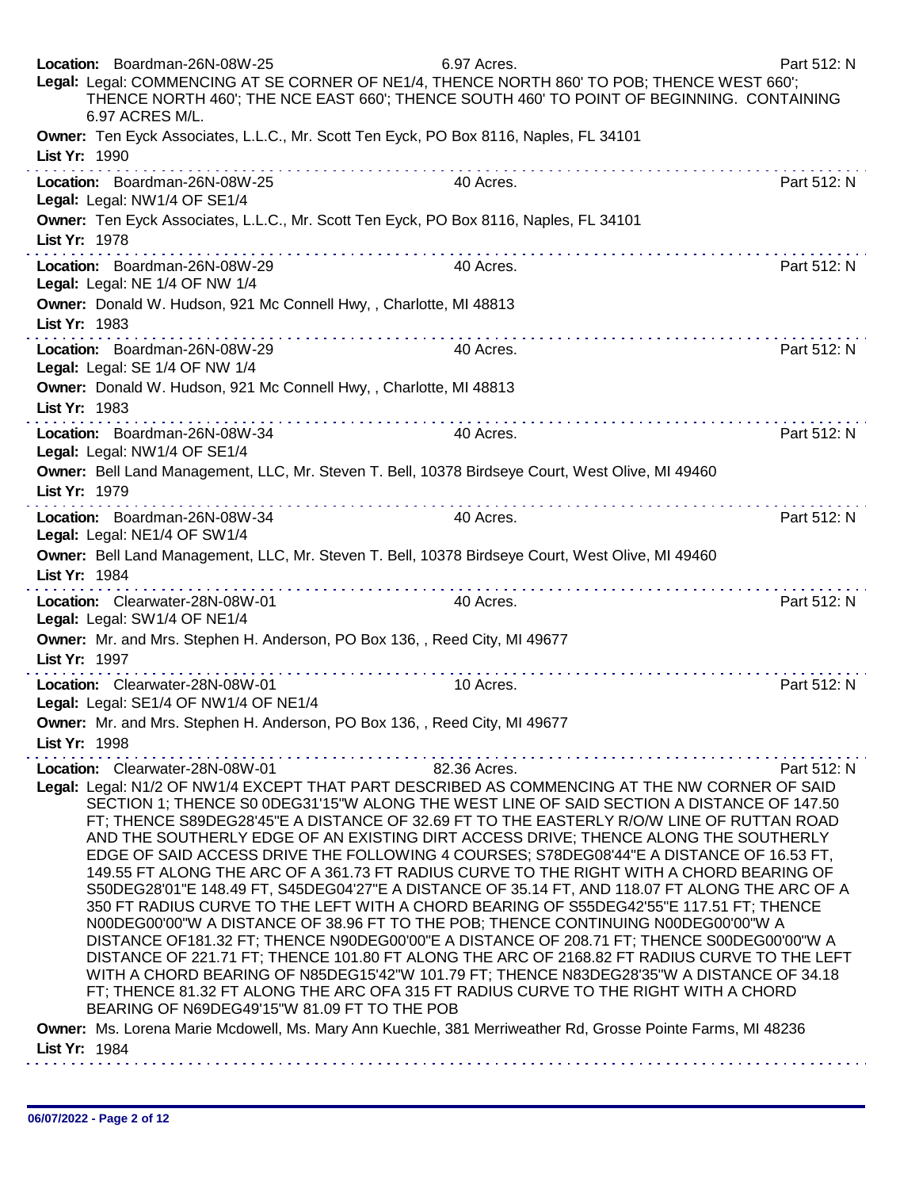**Location:** Boardman-26N-08W-25 | 6.97 Acres. | Part 512: N

**Legal:** Legal: COMMENCING AT SE CORNER OF NE1/4, THENCE NORTH 860' TO POB; THENCE WEST 660'; THENCE NORTH 460'; THE NCE EAST 660'; THENCE SOUTH 460' TO POINT OF BEGINNING. CONTAINING 6.97 ACRES M/L.

**Owner:** Ten Eyck Associates, L.L.C., Mr. Scott Ten Eyck, PO Box 8116, Naples, FL 34101

**List Yr:** 1990

---

**Location:** Boardman-26N-08W-25 | 40 Acres. | Part 512: N

**Legal:** Legal: NW1/4 OF SE1/4

**Owner:** Ten Eyck Associates, L.L.C., Mr. Scott Ten Eyck, PO Box 8116, Naples, FL 34101

**List Yr:** 1978

---

**Location:** Boardman-26N-08W-29 | 40 Acres. | Part 512: N

**Legal:** Legal: NE 1/4 OF NW 1/4

**Owner:** Donald W. Hudson, 921 Mc Connell Hwy, , Charlotte, MI 48813

**List Yr:** 1983

---

**Location:** Boardman-26N-08W-29 | 40 Acres. | Part 512: N

**Legal:** Legal: SE 1/4 OF NW 1/4

**Owner:** Donald W. Hudson, 921 Mc Connell Hwy, , Charlotte, MI 48813

**List Yr:** 1983

---

**Location:** Boardman-26N-08W-34 | 40 Acres. | Part 512: N

**Legal:** Legal: NW1/4 OF SE1/4

**Owner:** Bell Land Management, LLC, Mr. Steven T. Bell, 10378 Birdseye Court, West Olive, MI 49460

**List Yr:** 1979

---

**Location:** Boardman-26N-08W-34 | 40 Acres. | Part 512: N

**Legal:** Legal: NE1/4 OF SW1/4

**Owner:** Bell Land Management, LLC, Mr. Steven T. Bell, 10378 Birdseye Court, West Olive, MI 49460

**List Yr:** 1984

---

**Location:** Clearwater-28N-08W-01 | 40 Acres. | Part 512: N

**Legal:** Legal: SW1/4 OF NE1/4

**Owner:** Mr. and Mrs. Stephen H. Anderson, PO Box 136, , Reed City, MI 49677

**List Yr:** 1997

---

**Location:** Clearwater-28N-08W-01 | 10 Acres. | Part 512: N

**Legal:** Legal: SE1/4 OF NW1/4 OF NE1/4

**Owner:** Mr. and Mrs. Stephen H. Anderson, PO Box 136, , Reed City, MI 49677

**List Yr:** 1998

---

**Location:** Clearwater-28N-08W-01 | 82.36 Acres. | Part 512: N

**Legal:** Legal: N1/2 OF NW1/4 EXCEPT THAT PART DESCRIBED AS COMMENCING AT THE NW CORNER OF SAID SECTION 1; THENCE S0 0DEG31'15"W ALONG THE WEST LINE OF SAID SECTION A DISTANCE OF 147.50 FT; THENCE S89DEG28'45"E A DISTANCE OF 32.69 FT TO THE EASTERLY R/O/W LINE OF RUTTAN ROAD AND THE SOUTHERLY EDGE OF AN EXISTING DIRT ACCESS DRIVE; THENCE ALONG THE SOUTHERLY EDGE OF SAID ACCESS DRIVE THE FOLLOWING 4 COURSES; S78DEG08'44"E A DISTANCE OF 16.53 FT, 149.55 FT ALONG THE ARC OF A 361.73 FT RADIUS CURVE TO THE RIGHT WITH A CHORD BEARING OF S50DEG28'01"E 148.49 FT, S45DEG04'27"E A DISTANCE OF 35.14 FT, AND 118.07 FT ALONG THE ARC OF A 350 FT RADIUS CURVE TO THE LEFT WITH A CHORD BEARING OF S55DEG42'55"E 117.51 FT; THENCE N00DEG00'00"W A DISTANCE OF 38.96 FT TO THE POB; THENCE CONTINUING N00DEG00'00"W A DISTANCE OF181.32 FT; THENCE N90DEG00'00"E A DISTANCE OF 208.71 FT; THENCE S00DEG00'00"W A DISTANCE OF 221.71 FT; THENCE 101.80 FT ALONG THE ARC OF 2168.82 FT RADIUS CURVE TO THE LEFT WITH A CHORD BEARING OF N85DEG15'42"W 101.79 FT; THENCE N83DEG28'35"W A DISTANCE OF 34.18 FT; THENCE 81.32 FT ALONG THE ARC OFA 315 FT RADIUS CURVE TO THE RIGHT WITH A CHORD BEARING OF N69DEG49'15"W 81.09 FT TO THE POB

**Owner:** Ms. Lorena Marie Mcdowell, Ms. Mary Ann Kuechle, 381 Merriweather Rd, Grosse Pointe Farms, MI 48236

**List Yr:** 1984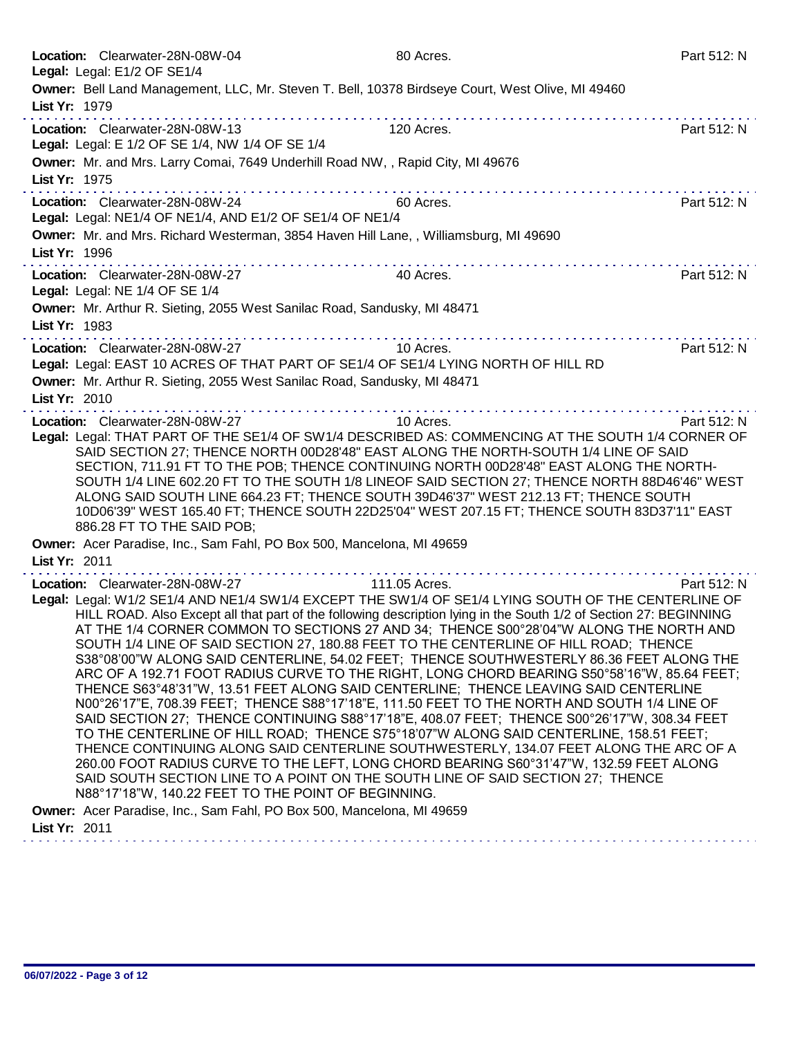**Location:** Clearwater-28N-08W-04 — 80 Acres. — Part 512: N

**Legal:** Legal: E1/2 OF SE1/4

**Owner:** Bell Land Management, LLC, Mr. Steven T. Bell, 10378 Birdseye Court, West Olive, MI 49460

**List Yr:** 1979

---

**Location:** Clearwater-28N-08W-13 — 120 Acres. — Part 512: N

**Legal:** Legal: E 1/2 OF SE 1/4, NW 1/4 OF SE 1/4

**Owner:** Mr. and Mrs. Larry Comai, 7649 Underhill Road NW, , Rapid City, MI 49676

**List Yr:** 1975

---

**Location:** Clearwater-28N-08W-24 — 60 Acres. — Part 512: N

**Legal:** Legal: NE1/4 OF NE1/4, AND E1/2 OF SE1/4 OF NE1/4

**Owner:** Mr. and Mrs. Richard Westerman, 3854 Haven Hill Lane, , Williamsburg, MI 49690

**List Yr:** 1996

---

**Location:** Clearwater-28N-08W-27 — 40 Acres. — Part 512: N

**Legal:** Legal: NE 1/4 OF SE 1/4

**Owner:** Mr. Arthur R. Sieting, 2055 West Sanilac Road, Sandusky, MI 48471

**List Yr:** 1983

---

**Location:** Clearwater-28N-08W-27 — 10 Acres. — Part 512: N

**Legal:** Legal: EAST 10 ACRES OF THAT PART OF SE1/4 OF SE1/4 LYING NORTH OF HILL RD

**Owner:** Mr. Arthur R. Sieting, 2055 West Sanilac Road, Sandusky, MI 48471

**List Yr:** 2010

---

**Location:** Clearwater-28N-08W-27 — 10 Acres. — Part 512: N

**Legal:** Legal: THAT PART OF THE SE1/4 OF SW1/4 DESCRIBED AS: COMMENCING AT THE SOUTH 1/4 CORNER OF SAID SECTION 27; THENCE NORTH 00D28'48" EAST ALONG THE NORTH-SOUTH 1/4 LINE OF SAID SECTION, 711.91 FT TO THE POB; THENCE CONTINUING NORTH 00D28'48" EAST ALONG THE NORTH-SOUTH 1/4 LINE 602.20 FT TO THE SOUTH 1/8 LINEOF SAID SECTION 27; THENCE NORTH 88D46'46" WEST ALONG SAID SOUTH LINE 664.23 FT; THENCE SOUTH 39D46'37" WEST 212.13 FT; THENCE SOUTH 10D06'39" WEST 165.40 FT; THENCE SOUTH 22D25'04" WEST 207.15 FT; THENCE SOUTH 83D37'11" EAST 886.28 FT TO THE SAID POB;

**Owner:** Acer Paradise, Inc., Sam Fahl, PO Box 500, Mancelona, MI 49659

**List Yr:** 2011

---

**Location:** Clearwater-28N-08W-27 — 111.05 Acres. — Part 512: N

**Legal:** Legal: W1/2 SE1/4 AND NE1/4 SW1/4 EXCEPT THE SW1/4 OF SE1/4 LYING SOUTH OF THE CENTERLINE OF HILL ROAD. Also Except all that part of the following description lying in the South 1/2 of Section 27: BEGINNING AT THE 1/4 CORNER COMMON TO SECTIONS 27 AND 34; THENCE S00°28'04"W ALONG THE NORTH AND SOUTH 1/4 LINE OF SAID SECTION 27, 180.88 FEET TO THE CENTERLINE OF HILL ROAD; THENCE S38°08'00"W ALONG SAID CENTERLINE, 54.02 FEET; THENCE SOUTHWESTERLY 86.36 FEET ALONG THE ARC OF A 192.71 FOOT RADIUS CURVE TO THE RIGHT, LONG CHORD BEARING S50°58'16"W, 85.64 FEET; THENCE S63°48'31"W, 13.51 FEET ALONG SAID CENTERLINE; THENCE LEAVING SAID CENTERLINE N00°26'17"E, 708.39 FEET; THENCE S88°17'18"E, 111.50 FEET TO THE NORTH AND SOUTH 1/4 LINE OF SAID SECTION 27; THENCE CONTINUING S88°17'18"E, 408.07 FEET; THENCE S00°26'17"W, 308.34 FEET TO THE CENTERLINE OF HILL ROAD; THENCE S75°18'07"W ALONG SAID CENTERLINE, 158.51 FEET; THENCE CONTINUING ALONG SAID CENTERLINE SOUTHWESTERLY, 134.07 FEET ALONG THE ARC OF A 260.00 FOOT RADIUS CURVE TO THE LEFT, LONG CHORD BEARING S60°31'47"W, 132.59 FEET ALONG SAID SOUTH SECTION LINE TO A POINT ON THE SOUTH LINE OF SAID SECTION 27; THENCE N88°17'18"W, 140.22 FEET TO THE POINT OF BEGINNING.

**Owner:** Acer Paradise, Inc., Sam Fahl, PO Box 500, Mancelona, MI 49659

**List Yr:** 2011

06/07/2022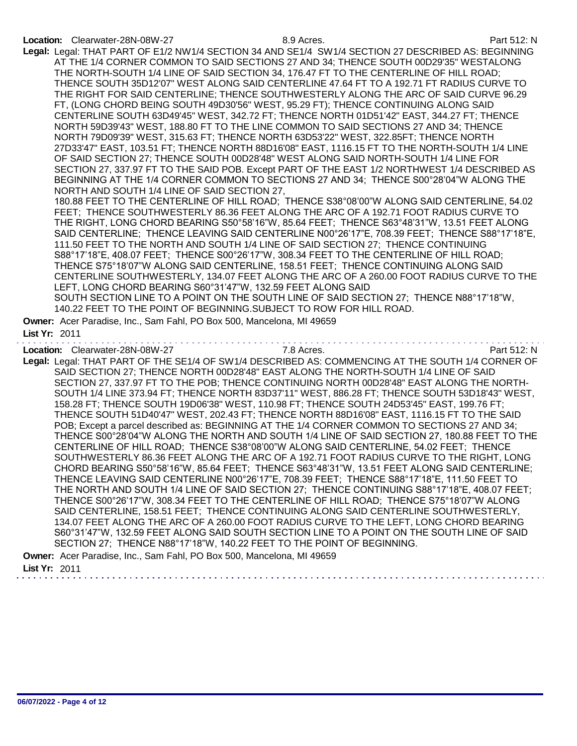**Location:** Clearwater-28N-08W-27 8.9 Acres. Part 512: N

**Legal:** Legal: THAT PART OF E1/2 NW1/4 SECTION 34 AND SE1/4 SW1/4 SECTION 27 DESCRIBED AS: BEGINNING AT THE 1/4 CORNER COMMON TO SAID SECTIONS 27 AND 34; THENCE SOUTH 00D29'35" WESTALONG THE NORTH-SOUTH 1/4 LINE OF SAID SECTION 34, 176.47 FT TO THE CENTERLINE OF HILL ROAD; THENCE SOUTH 35D12'07" WEST ALONG SAID CENTERLINE 47.64 FT TO A 192.71 FT RADIUS CURVE TO THE RIGHT FOR SAID CENTERLINE; THENCE SOUTHWESTERLY ALONG THE ARC OF SAID CURVE 96.29 FT, (LONG CHORD BEING SOUTH 49D30'56" WEST, 95.29 FT); THENCE CONTINUING ALONG SAID CENTERLINE SOUTH 63D49'45" WEST, 342.72 FT; THENCE NORTH 01D51'42" EAST, 344.27 FT; THENCE NORTH 59D39'43" WEST, 188.80 FT TO THE LINE COMMON TO SAID SECTIONS 27 AND 34; THENCE NORTH 79D09'39" WEST, 315.63 FT; THENCE NORTH 63D53'22" WEST, 322.85FT; THENCE NORTH 27D33'47" EAST, 103.51 FT; THENCE NORTH 88D16'08" EAST, 1116.15 FT TO THE NORTH-SOUTH 1/4 LINE OF SAID SECTION 27; THENCE SOUTH 00D28'48" WEST ALONG SAID NORTH-SOUTH 1/4 LINE FOR SECTION 27, 337.97 FT TO THE SAID POB. Except PART OF THE EAST 1/2 NORTHWEST 1/4 DESCRIBED AS BEGINNING AT THE 1/4 CORNER COMMON TO SECTIONS 27 AND 34; THENCE S00°28'04"W ALONG THE NORTH AND SOUTH 1/4 LINE OF SAID SECTION 27,
180.88 FEET TO THE CENTERLINE OF HILL ROAD; THENCE S38°08'00"W ALONG SAID CENTERLINE, 54.02 FEET; THENCE SOUTHWESTERLY 86.36 FEET ALONG THE ARC OF A 192.71 FOOT RADIUS CURVE TO THE RIGHT, LONG CHORD BEARING S50°58'16"W, 85.64 FEET; THENCE S63°48'31"W, 13.51 FEET ALONG SAID CENTERLINE; THENCE LEAVING SAID CENTERLINE N00°26'17"E, 708.39 FEET; THENCE S88°17'18"E, 111.50 FEET TO THE NORTH AND SOUTH 1/4 LINE OF SAID SECTION 27; THENCE CONTINUING S88°17'18"E, 408.07 FEET; THENCE S00°26'17"W, 308.34 FEET TO THE CENTERLINE OF HILL ROAD; THENCE S75°18'07"W ALONG SAID CENTERLINE, 158.51 FEET; THENCE CONTINUING ALONG SAID CENTERLINE SOUTHWESTERLY, 134.07 FEET ALONG THE ARC OF A 260.00 FOOT RADIUS CURVE TO THE LEFT, LONG CHORD BEARING S60°31'47"W, 132.59 FEET ALONG SAID
SOUTH SECTION LINE TO A POINT ON THE SOUTH LINE OF SAID SECTION 27; THENCE N88°17'18"W, 140.22 FEET TO THE POINT OF BEGINNING.SUBJECT TO ROW FOR HILL ROAD.

**Owner:** Acer Paradise, Inc., Sam Fahl, PO Box 500, Mancelona, MI 49659

**List Yr:** 2011

---

**Location:** Clearwater-28N-08W-27 7.8 Acres. Part 512: N

**Legal:** Legal: THAT PART OF THE SE1/4 OF SW1/4 DESCRIBED AS: COMMENCING AT THE SOUTH 1/4 CORNER OF SAID SECTION 27; THENCE NORTH 00D28'48" EAST ALONG THE NORTH-SOUTH 1/4 LINE OF SAID SECTION 27, 337.97 FT TO THE POB; THENCE CONTINUING NORTH 00D28'48" EAST ALONG THE NORTH-SOUTH 1/4 LINE 373.94 FT; THENCE NORTH 83D37'11" WEST, 886.28 FT; THENCE SOUTH 53D18'43" WEST, 158.28 FT; THENCE SOUTH 19D06'38" WEST, 110.98 FT; THENCE SOUTH 24D53'45" EAST, 199.76 FT; THENCE SOUTH 51D40'47" WEST, 202.43 FT; THENCE NORTH 88D16'08" EAST, 1116.15 FT TO THE SAID POB; Except a parcel described as: BEGINNING AT THE 1/4 CORNER COMMON TO SECTIONS 27 AND 34; THENCE S00°28'04"W ALONG THE NORTH AND SOUTH 1/4 LINE OF SAID SECTION 27, 180.88 FEET TO THE CENTERLINE OF HILL ROAD; THENCE S38°08'00"W ALONG SAID CENTERLINE, 54.02 FEET; THENCE SOUTHWESTERLY 86.36 FEET ALONG THE ARC OF A 192.71 FOOT RADIUS CURVE TO THE RIGHT, LONG CHORD BEARING S50°58'16"W, 85.64 FEET; THENCE S63°48'31"W, 13.51 FEET ALONG SAID CENTERLINE; THENCE LEAVING SAID CENTERLINE N00°26'17"E, 708.39 FEET; THENCE S88°17'18"E, 111.50 FEET TO THE NORTH AND SOUTH 1/4 LINE OF SAID SECTION 27; THENCE CONTINUING S88°17'18"E, 408.07 FEET; THENCE S00°26'17"W, 308.34 FEET TO THE CENTERLINE OF HILL ROAD; THENCE S75°18'07"W ALONG SAID CENTERLINE, 158.51 FEET; THENCE CONTINUING ALONG SAID CENTERLINE SOUTHWESTERLY, 134.07 FEET ALONG THE ARC OF A 260.00 FOOT RADIUS CURVE TO THE LEFT, LONG CHORD BEARING S60°31'47"W, 132.59 FEET ALONG SAID SOUTH SECTION LINE TO A POINT ON THE SOUTH LINE OF SAID SECTION 27; THENCE N88°17'18"W, 140.22 FEET TO THE POINT OF BEGINNING.

**Owner:** Acer Paradise, Inc., Sam Fahl, PO Box 500, Mancelona, MI 49659

**List Yr:** 2011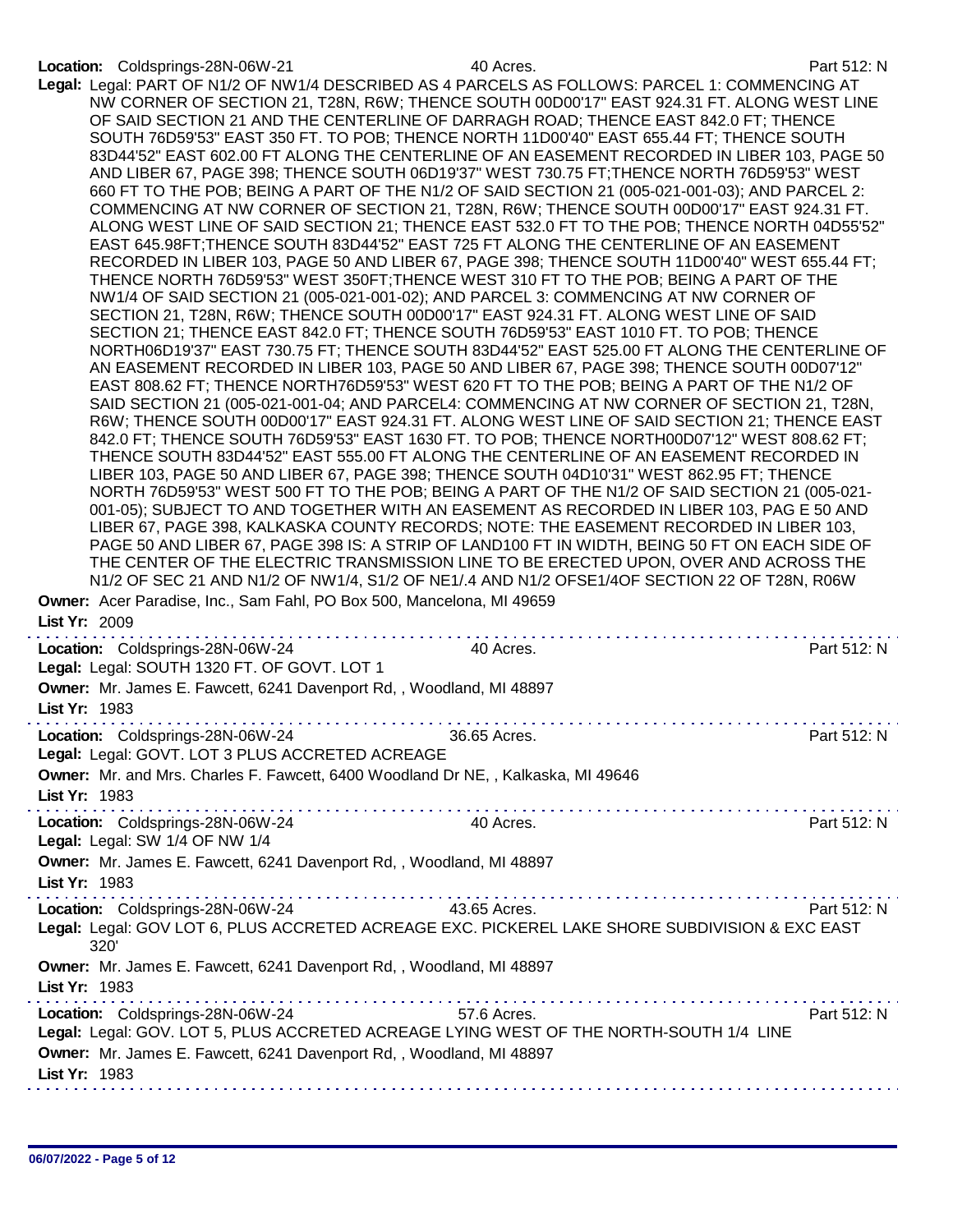**Location:** Coldsprings-28N-06W-21 40 Acres. Part 512: N

**Legal:** Legal: PART OF N1/2 OF NW1/4 DESCRIBED AS 4 PARCELS AS FOLLOWS: PARCEL 1: COMMENCING AT NW CORNER OF SECTION 21, T28N, R6W; THENCE SOUTH 00D00'17" EAST 924.31 FT. ALONG WEST LINE OF SAID SECTION 21 AND THE CENTERLINE OF DARRAGH ROAD; THENCE EAST 842.0 FT; THENCE SOUTH 76D59'53" EAST 350 FT. TO POB; THENCE NORTH 11D00'40" EAST 655.44 FT; THENCE SOUTH 83D44'52" EAST 602.00 FT ALONG THE CENTERLINE OF AN EASEMENT RECORDED IN LIBER 103, PAGE 50 AND LIBER 67, PAGE 398; THENCE SOUTH 06D19'37" WEST 730.75 FT;THENCE NORTH 76D59'53" WEST 660 FT TO THE POB; BEING A PART OF THE N1/2 OF SAID SECTION 21 (005-021-001-03); AND PARCEL 2: COMMENCING AT NW CORNER OF SECTION 21, T28N, R6W; THENCE SOUTH 00D00'17" EAST 924.31 FT. ALONG WEST LINE OF SAID SECTION 21; THENCE EAST 532.0 FT TO THE POB; THENCE NORTH 04D55'52" EAST 645.98FT;THENCE SOUTH 83D44'52" EAST 725 FT ALONG THE CENTERLINE OF AN EASEMENT RECORDED IN LIBER 103, PAGE 50 AND LIBER 67, PAGE 398; THENCE SOUTH 11D00'40" WEST 655.44 FT; THENCE NORTH 76D59'53" WEST 350FT;THENCE WEST 310 FT TO THE POB; BEING A PART OF THE NW1/4 OF SAID SECTION 21 (005-021-001-02); AND PARCEL 3: COMMENCING AT NW CORNER OF SECTION 21, T28N, R6W; THENCE SOUTH 00D00'17" EAST 924.31 FT. ALONG WEST LINE OF SAID SECTION 21; THENCE EAST 842.0 FT; THENCE SOUTH 76D59'53" EAST 1010 FT. TO POB; THENCE NORTH06D19'37" EAST 730.75 FT; THENCE SOUTH 83D44'52" EAST 525.00 FT ALONG THE CENTERLINE OF AN EASEMENT RECORDED IN LIBER 103, PAGE 50 AND LIBER 67, PAGE 398; THENCE SOUTH 00D07'12" EAST 808.62 FT; THENCE NORTH76D59'53" WEST 620 FT TO THE POB; BEING A PART OF THE N1/2 OF SAID SECTION 21 (005-021-001-04; AND PARCEL4: COMMENCING AT NW CORNER OF SECTION 21, T28N, R6W; THENCE SOUTH 00D00'17" EAST 924.31 FT. ALONG WEST LINE OF SAID SECTION 21; THENCE EAST 842.0 FT; THENCE SOUTH 76D59'53" EAST 1630 FT. TO POB; THENCE NORTH00D07'12" WEST 808.62 FT; THENCE SOUTH 83D44'52" EAST 555.00 FT ALONG THE CENTERLINE OF AN EASEMENT RECORDED IN LIBER 103, PAGE 50 AND LIBER 67, PAGE 398; THENCE SOUTH 04D10'31" WEST 862.95 FT; THENCE NORTH 76D59'53" WEST 500 FT TO THE POB; BEING A PART OF THE N1/2 OF SAID SECTION 21 (005-021-001-05); SUBJECT TO AND TOGETHER WITH AN EASEMENT AS RECORDED IN LIBER 103, PAG E 50 AND LIBER 67, PAGE 398, KALKASKA COUNTY RECORDS; NOTE: THE EASEMENT RECORDED IN LIBER 103, PAGE 50 AND LIBER 67, PAGE 398 IS: A STRIP OF LAND100 FT IN WIDTH, BEING 50 FT ON EACH SIDE OF THE CENTER OF THE ELECTRIC TRANSMISSION LINE TO BE ERECTED UPON, OVER AND ACROSS THE N1/2 OF SEC 21 AND N1/2 OF NW1/4, S1/2 OF NE1/.4 AND N1/2 OFSE1/4OF SECTION 22 OF T28N, R06W

**Owner:** Acer Paradise, Inc., Sam Fahl, PO Box 500, Mancelona, MI 49659

**List Yr:** 2009

---

**Location:** Coldsprings-28N-06W-24 40 Acres. Part 512: N

**Legal:** Legal: SOUTH 1320 FT. OF GOVT. LOT 1

**Owner:** Mr. James E. Fawcett, 6241 Davenport Rd, , Woodland, MI 48897

**List Yr:** 1983

---

**Location:** Coldsprings-28N-06W-24 36.65 Acres. Part 512: N

**Legal:** Legal: GOVT. LOT 3 PLUS ACCRETED ACREAGE

**Owner:** Mr. and Mrs. Charles F. Fawcett, 6400 Woodland Dr NE, , Kalkaska, MI 49646

**List Yr:** 1983

---

**Location:** Coldsprings-28N-06W-24 40 Acres. Part 512: N

**Legal:** Legal: SW 1/4 OF NW 1/4

**Owner:** Mr. James E. Fawcett, 6241 Davenport Rd, , Woodland, MI 48897

**List Yr:** 1983

---

**Location:** Coldsprings-28N-06W-24 43.65 Acres. Part 512: N

**Legal:** Legal: GOV LOT 6, PLUS ACCRETED ACREAGE EXC. PICKEREL LAKE SHORE SUBDIVISION & EXC EAST 320'

**Owner:** Mr. James E. Fawcett, 6241 Davenport Rd, , Woodland, MI 48897

**List Yr:** 1983

---

**Location:** Coldsprings-28N-06W-24 57.6 Acres. Part 512: N

**Legal:** Legal: GOV. LOT 5, PLUS ACCRETED ACREAGE LYING WEST OF THE NORTH-SOUTH 1/4 LINE

**Owner:** Mr. James E. Fawcett, 6241 Davenport Rd, , Woodland, MI 48897

**List Yr:** 1983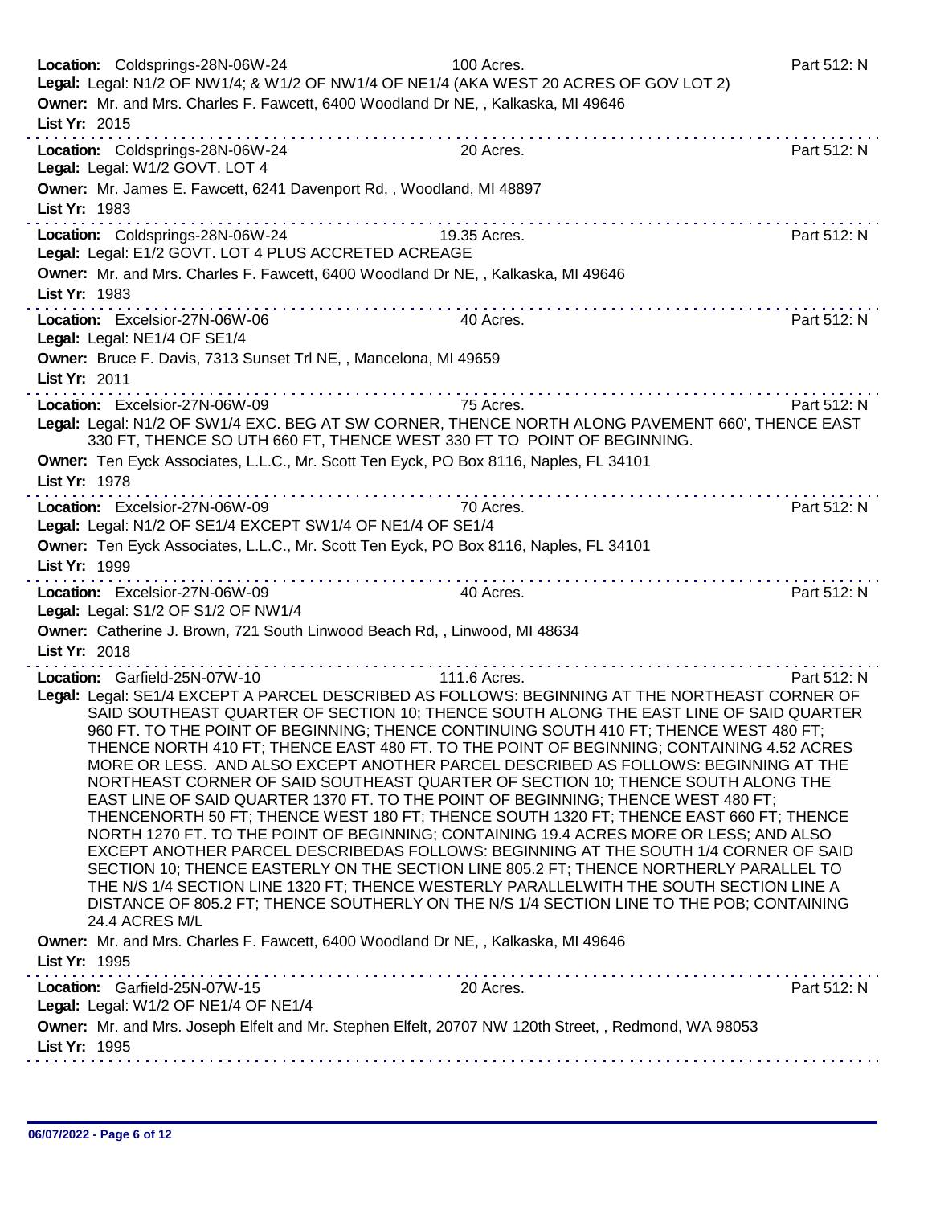**Location:** Coldsprings-28N-06W-24 100 Acres. Part 512: N
**Legal:** Legal: N1/2 OF NW1/4; & W1/2 OF NW1/4 OF NE1/4 (AKA WEST 20 ACRES OF GOV LOT 2)
**Owner:** Mr. and Mrs. Charles F. Fawcett, 6400 Woodland Dr NE, , Kalkaska, MI 49646
**List Yr:** 2015

---

**Location:** Coldsprings-28N-06W-24 20 Acres. Part 512: N
**Legal:** Legal: W1/2 GOVT. LOT 4
**Owner:** Mr. James E. Fawcett, 6241 Davenport Rd, , Woodland, MI 48897
**List Yr:** 1983

---

**Location:** Coldsprings-28N-06W-24 19.35 Acres. Part 512: N
**Legal:** Legal: E1/2 GOVT. LOT 4 PLUS ACCRETED ACREAGE
**Owner:** Mr. and Mrs. Charles F. Fawcett, 6400 Woodland Dr NE, , Kalkaska, MI 49646
**List Yr:** 1983

---

**Location:** Excelsior-27N-06W-06 40 Acres. Part 512: N
**Legal:** Legal: NE1/4 OF SE1/4
**Owner:** Bruce F. Davis, 7313 Sunset Trl NE, , Mancelona, MI 49659
**List Yr:** 2011

---

**Location:** Excelsior-27N-06W-09 75 Acres. Part 512: N
**Legal:** Legal: N1/2 OF SW1/4 EXC. BEG AT SW CORNER, THENCE NORTH ALONG PAVEMENT 660', THENCE EAST 330 FT, THENCE SO UTH 660 FT, THENCE WEST 330 FT TO POINT OF BEGINNING.
**Owner:** Ten Eyck Associates, L.L.C., Mr. Scott Ten Eyck, PO Box 8116, Naples, FL 34101
**List Yr:** 1978

---

**Location:** Excelsior-27N-06W-09 70 Acres. Part 512: N
**Legal:** Legal: N1/2 OF SE1/4 EXCEPT SW1/4 OF NE1/4 OF SE1/4
**Owner:** Ten Eyck Associates, L.L.C., Mr. Scott Ten Eyck, PO Box 8116, Naples, FL 34101
**List Yr:** 1999

---

**Location:** Excelsior-27N-06W-09 40 Acres. Part 512: N
**Legal:** Legal: S1/2 OF S1/2 OF NW1/4
**Owner:** Catherine J. Brown, 721 South Linwood Beach Rd, , Linwood, MI 48634
**List Yr:** 2018

---

**Location:** Garfield-25N-07W-10 111.6 Acres. Part 512: N
**Legal:** Legal: SE1/4 EXCEPT A PARCEL DESCRIBED AS FOLLOWS: BEGINNING AT THE NORTHEAST CORNER OF SAID SOUTHEAST QUARTER OF SECTION 10; THENCE SOUTH ALONG THE EAST LINE OF SAID QUARTER 960 FT. TO THE POINT OF BEGINNING; THENCE CONTINUING SOUTH 410 FT; THENCE WEST 480 FT; THENCE NORTH 410 FT; THENCE EAST 480 FT. TO THE POINT OF BEGINNING; CONTAINING 4.52 ACRES MORE OR LESS. AND ALSO EXCEPT ANOTHER PARCEL DESCRIBED AS FOLLOWS: BEGINNING AT THE NORTHEAST CORNER OF SAID SOUTHEAST QUARTER OF SECTION 10; THENCE SOUTH ALONG THE EAST LINE OF SAID QUARTER 1370 FT. TO THE POINT OF BEGINNING; THENCE WEST 480 FT; THENCENORTH 50 FT; THENCE WEST 180 FT; THENCE SOUTH 1320 FT; THENCE EAST 660 FT; THENCE NORTH 1270 FT. TO THE POINT OF BEGINNING; CONTAINING 19.4 ACRES MORE OR LESS; AND ALSO EXCEPT ANOTHER PARCEL DESCRIBEDAS FOLLOWS: BEGINNING AT THE SOUTH 1/4 CORNER OF SAID SECTION 10; THENCE EASTERLY ON THE SECTION LINE 805.2 FT; THENCE NORTHERLY PARALLEL TO THE N/S 1/4 SECTION LINE 1320 FT; THENCE WESTERLY PARALLELWITH THE SOUTH SECTION LINE A DISTANCE OF 805.2 FT; THENCE SOUTHERLY ON THE N/S 1/4 SECTION LINE TO THE POB; CONTAINING 24.4 ACRES M/L
**Owner:** Mr. and Mrs. Charles F. Fawcett, 6400 Woodland Dr NE, , Kalkaska, MI 49646
**List Yr:** 1995

---

**Location:** Garfield-25N-07W-15 20 Acres. Part 512: N
**Legal:** Legal: W1/2 OF NE1/4 OF NE1/4
**Owner:** Mr. and Mrs. Joseph Elfelt and Mr. Stephen Elfelt, 20707 NW 120th Street, , Redmond, WA 98053
**List Yr:** 1995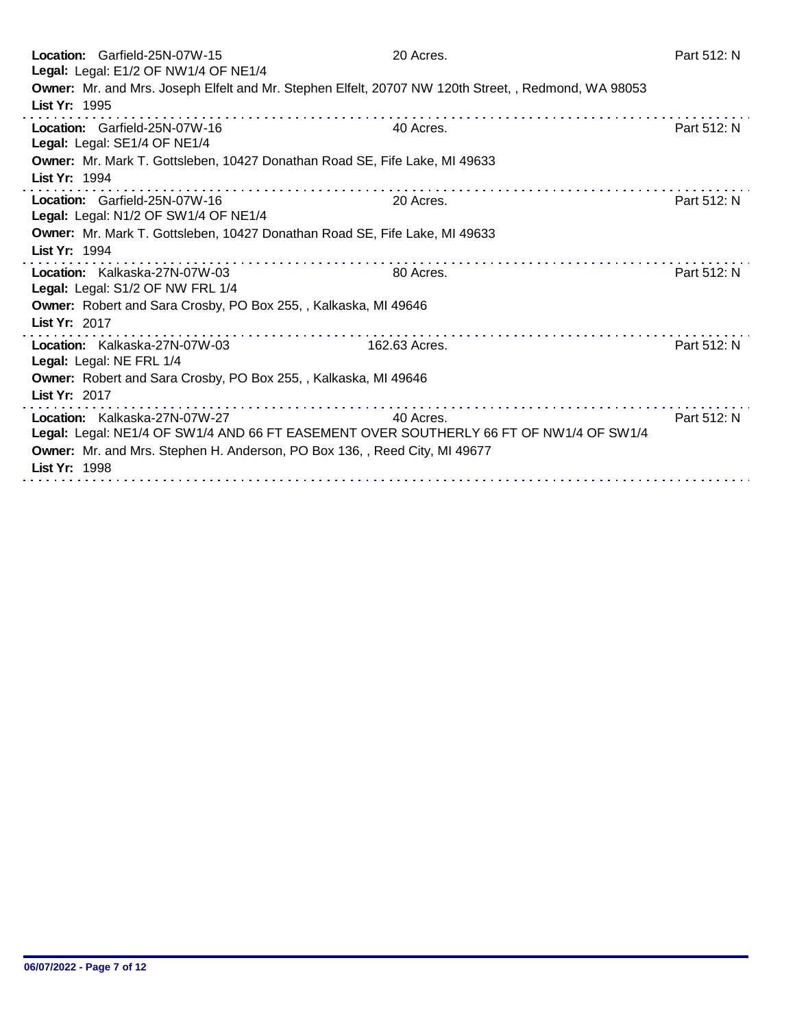**Location:** Garfield-25N-07W-15 — 20 Acres. — Part 512: N
**Legal:** Legal: E1/2 OF NW1/4 OF NE1/4
**Owner:** Mr. and Mrs. Joseph Elfelt and Mr. Stephen Elfelt, 20707 NW 120th Street, , Redmond, WA 98053
**List Yr:** 1995

---

**Location:** Garfield-25N-07W-16 — 40 Acres. — Part 512: N
**Legal:** Legal: SE1/4 OF NE1/4
**Owner:** Mr. Mark T. Gottsleben, 10427 Donathan Road SE, Fife Lake, MI 49633
**List Yr:** 1994

---

**Location:** Garfield-25N-07W-16 — 20 Acres. — Part 512: N
**Legal:** Legal: N1/2 OF SW1/4 OF NE1/4
**Owner:** Mr. Mark T. Gottsleben, 10427 Donathan Road SE, Fife Lake, MI 49633
**List Yr:** 1994

---

**Location:** Kalkaska-27N-07W-03 — 80 Acres. — Part 512: N
**Legal:** Legal: S1/2 OF NW FRL 1/4
**Owner:** Robert and Sara Crosby, PO Box 255, , Kalkaska, MI 49646
**List Yr:** 2017

---

**Location:** Kalkaska-27N-07W-03 — 162.63 Acres. — Part 512: N
**Legal:** Legal: NE FRL 1/4
**Owner:** Robert and Sara Crosby, PO Box 255, , Kalkaska, MI 49646
**List Yr:** 2017

---

**Location:** Kalkaska-27N-07W-27 — 40 Acres. — Part 512: N
**Legal:** Legal: NE1/4 OF SW1/4 AND 66 FT EASEMENT OVER SOUTHERLY 66 FT OF NW1/4 OF SW1/4
**Owner:** Mr. and Mrs. Stephen H. Anderson, PO Box 136, , Reed City, MI 49677
**List Yr:** 1998

---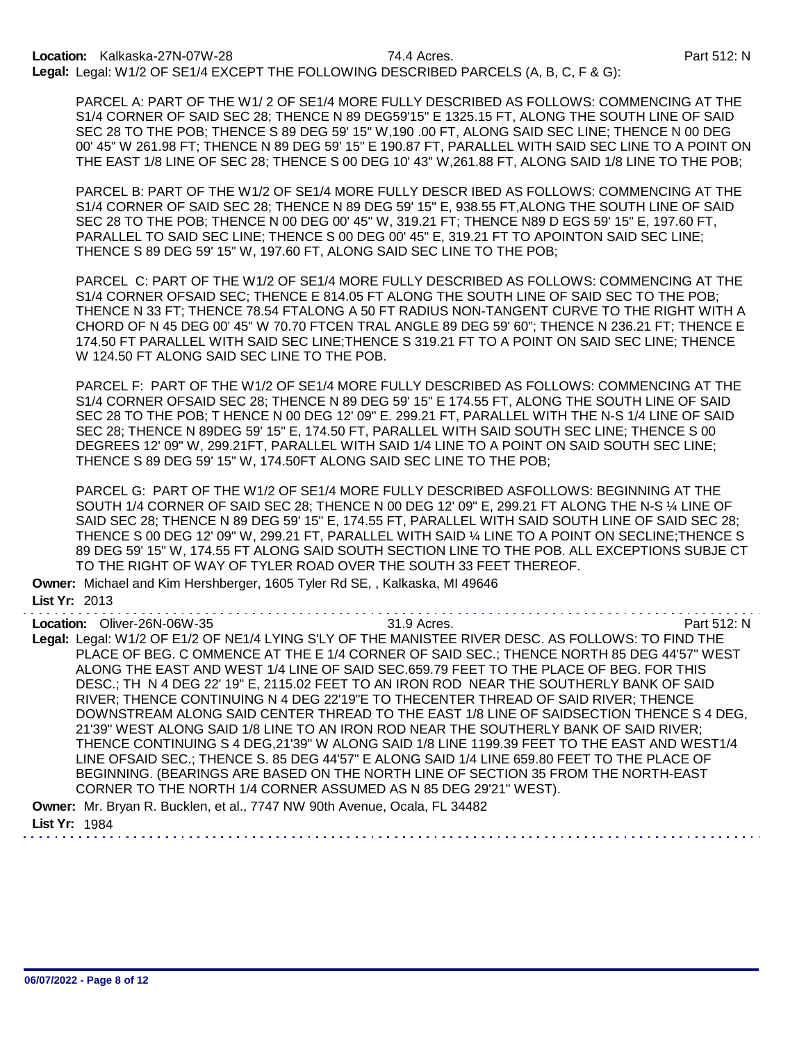**Location:** Kalkaska-27N-07W-28 74.4 Acres. Part 512: N

**Legal:** Legal: W1/2 OF SE1/4 EXCEPT THE FOLLOWING DESCRIBED PARCELS (A, B, C, F & G):

PARCEL A: PART OF THE W1/ 2 OF SE1/4 MORE FULLY DESCRIBED AS FOLLOWS: COMMENCING AT THE S1/4 CORNER OF SAID SEC 28; THENCE N 89 DEG59'15" E 1325.15 FT, ALONG THE SOUTH LINE OF SAID SEC 28 TO THE POB; THENCE S 89 DEG 59' 15" W,190 .00 FT, ALONG SAID SEC LINE; THENCE N 00 DEG 00' 45" W 261.98 FT; THENCE N 89 DEG 59' 15" E 190.87 FT, PARALLEL WITH SAID SEC LINE TO A POINT ON THE EAST 1/8 LINE OF SEC 28; THENCE S 00 DEG 10' 43" W,261.88 FT, ALONG SAID 1/8 LINE TO THE POB;

PARCEL B: PART OF THE W1/2 OF SE1/4 MORE FULLY DESCR IBED AS FOLLOWS: COMMENCING AT THE S1/4 CORNER OF SAID SEC 28; THENCE N 89 DEG 59' 15" E, 938.55 FT,ALONG THE SOUTH LINE OF SAID SEC 28 TO THE POB; THENCE N 00 DEG 00' 45" W, 319.21 FT; THENCE N89 D EGS 59' 15" E, 197.60 FT, PARALLEL TO SAID SEC LINE; THENCE S 00 DEG 00' 45" E, 319.21 FT TO APOINTON SAID SEC LINE; THENCE S 89 DEG 59' 15" W, 197.60 FT, ALONG SAID SEC LINE TO THE POB;

PARCEL C: PART OF THE W1/2 OF SE1/4 MORE FULLY DESCRIBED AS FOLLOWS: COMMENCING AT THE S1/4 CORNER OFSAID SEC; THENCE E 814.05 FT ALONG THE SOUTH LINE OF SAID SEC TO THE POB; THENCE N 33 FT; THENCE 78.54 FTALONG A 50 FT RADIUS NON-TANGENT CURVE TO THE RIGHT WITH A CHORD OF N 45 DEG 00' 45" W 70.70 FTCEN TRAL ANGLE 89 DEG 59' 60"; THENCE N 236.21 FT; THENCE E 174.50 FT PARALLEL WITH SAID SEC LINE;THENCE S 319.21 FT TO A POINT ON SAID SEC LINE; THENCE W 124.50 FT ALONG SAID SEC LINE TO THE POB.

PARCEL F: PART OF THE W1/2 OF SE1/4 MORE FULLY DESCRIBED AS FOLLOWS: COMMENCING AT THE S1/4 CORNER OFSAID SEC 28; THENCE N 89 DEG 59' 15" E 174.55 FT, ALONG THE SOUTH LINE OF SAID SEC 28 TO THE POB; T HENCE N 00 DEG 12' 09" E. 299.21 FT, PARALLEL WITH THE N-S 1/4 LINE OF SAID SEC 28; THENCE N 89DEG 59' 15" E, 174.50 FT, PARALLEL WITH SAID SOUTH SEC LINE; THENCE S 00 DEGREES 12' 09" W, 299.21FT, PARALLEL WITH SAID 1/4 LINE TO A POINT ON SAID SOUTH SEC LINE; THENCE S 89 DEG 59' 15" W, 174.50FT ALONG SAID SEC LINE TO THE POB;

PARCEL G: PART OF THE W1/2 OF SE1/4 MORE FULLY DESCRIBED ASFOLLOWS: BEGINNING AT THE SOUTH 1/4 CORNER OF SAID SEC 28; THENCE N 00 DEG 12' 09" E, 299.21 FT ALONG THE N-S ¼ LINE OF SAID SEC 28; THENCE N 89 DEG 59' 15" E, 174.55 FT, PARALLEL WITH SAID SOUTH LINE OF SAID SEC 28; THENCE S 00 DEG 12' 09" W, 299.21 FT, PARALLEL WITH SAID ¼ LINE TO A POINT ON SECLINE;THENCE S 89 DEG 59' 15" W, 174.55 FT ALONG SAID SOUTH SECTION LINE TO THE POB. ALL EXCEPTIONS SUBJE CT TO THE RIGHT OF WAY OF TYLER ROAD OVER THE SOUTH 33 FEET THEREOF.

**Owner:** Michael and Kim Hershberger, 1605 Tyler Rd SE, , Kalkaska, MI 49646

**List Yr:** 2013

---

**Location:** Oliver-26N-06W-35 31.9 Acres. Part 512: N

**Legal:** Legal: W1/2 OF E1/2 OF NE1/4 LYING S'LY OF THE MANISTEE RIVER DESC. AS FOLLOWS: TO FIND THE PLACE OF BEG. C OMMENCE AT THE E 1/4 CORNER OF SAID SEC.; THENCE NORTH 85 DEG 44'57" WEST ALONG THE EAST AND WEST 1/4 LINE OF SAID SEC.659.79 FEET TO THE PLACE OF BEG. FOR THIS DESC.; TH N 4 DEG 22' 19" E, 2115.02 FEET TO AN IRON ROD NEAR THE SOUTHERLY BANK OF SAID RIVER; THENCE CONTINUING N 4 DEG 22'19"E TO THECENTER THREAD OF SAID RIVER; THENCE DOWNSTREAM ALONG SAID CENTER THREAD TO THE EAST 1/8 LINE OF SAIDSECTION THENCE S 4 DEG, 21'39" WEST ALONG SAID 1/8 LINE TO AN IRON ROD NEAR THE SOUTHERLY BANK OF SAID RIVER; THENCE CONTINUING S 4 DEG,21'39" W ALONG SAID 1/8 LINE 1199.39 FEET TO THE EAST AND WEST1/4 LINE OFSAID SEC.; THENCE S. 85 DEG 44'57" E ALONG SAID 1/4 LINE 659.80 FEET TO THE PLACE OF BEGINNING. (BEARINGS ARE BASED ON THE NORTH LINE OF SECTION 35 FROM THE NORTH-EAST CORNER TO THE NORTH 1/4 CORNER ASSUMED AS N 85 DEG 29'21" WEST).

**Owner:** Mr. Bryan R. Bucklen, et al., 7747 NW 90th Avenue, Ocala, FL 34482

**List Yr:** 1984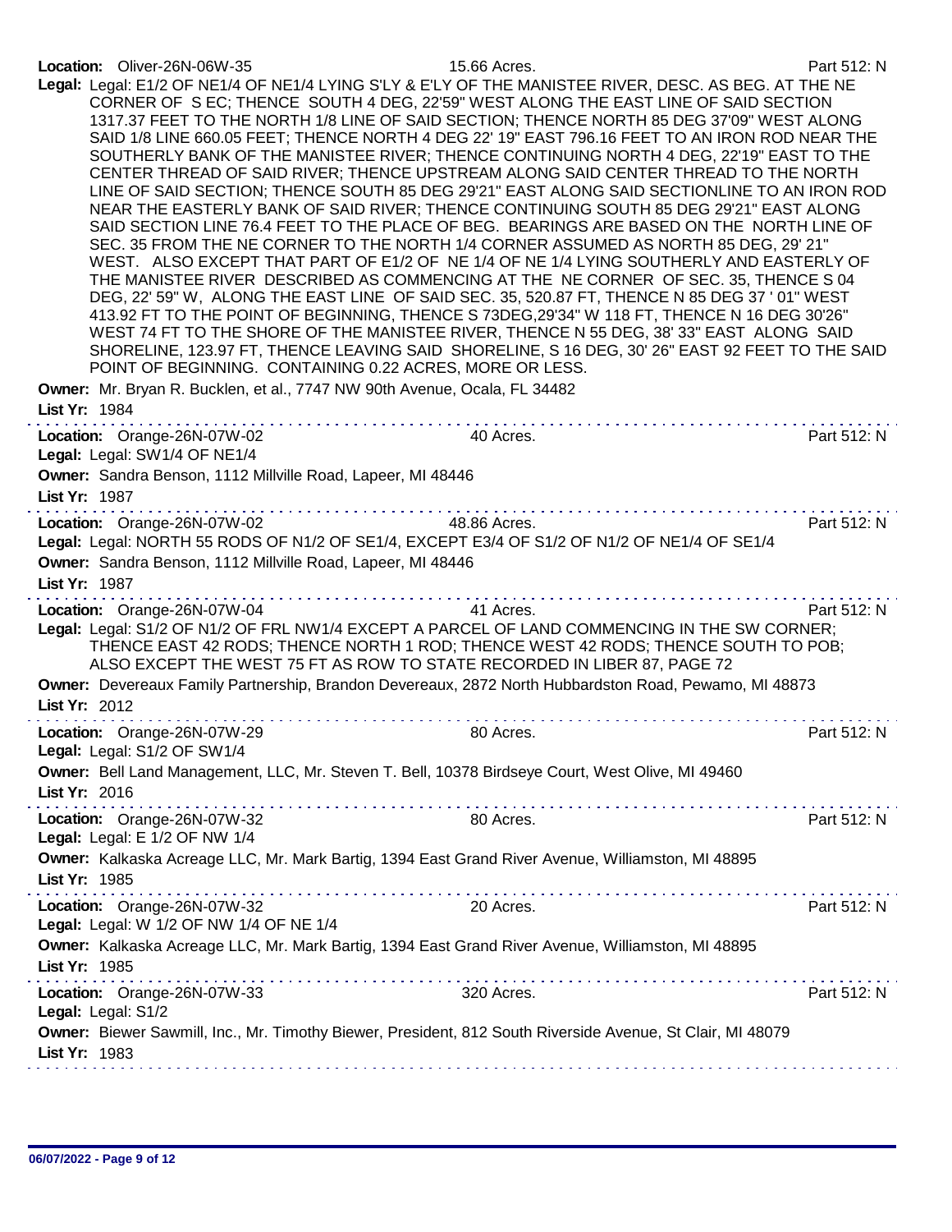**Location:** Oliver-26N-06W-35 15.66 Acres. Part 512: N

**Legal:** Legal: E1/2 OF NE1/4 OF NE1/4 LYING S'LY & E'LY OF THE MANISTEE RIVER, DESC. AS BEG. AT THE NE CORNER OF S EC; THENCE SOUTH 4 DEG, 22'59" WEST ALONG THE EAST LINE OF SAID SECTION 1317.37 FEET TO THE NORTH 1/8 LINE OF SAID SECTION; THENCE NORTH 85 DEG 37'09" WEST ALONG SAID 1/8 LINE 660.05 FEET; THENCE NORTH 4 DEG 22' 19" EAST 796.16 FEET TO AN IRON ROD NEAR THE SOUTHERLY BANK OF THE MANISTEE RIVER; THENCE CONTINUING NORTH 4 DEG, 22'19" EAST TO THE CENTER THREAD OF SAID RIVER; THENCE UPSTREAM ALONG SAID CENTER THREAD TO THE NORTH LINE OF SAID SECTION; THENCE SOUTH 85 DEG 29'21" EAST ALONG SAID SECTIONLINE TO AN IRON ROD NEAR THE EASTERLY BANK OF SAID RIVER; THENCE CONTINUING SOUTH 85 DEG 29'21" EAST ALONG SAID SECTION LINE 76.4 FEET TO THE PLACE OF BEG. BEARINGS ARE BASED ON THE NORTH LINE OF SEC. 35 FROM THE NE CORNER TO THE NORTH 1/4 CORNER ASSUMED AS NORTH 85 DEG, 29' 21" WEST. ALSO EXCEPT THAT PART OF E1/2 OF NE 1/4 OF NE 1/4 LYING SOUTHERLY AND EASTERLY OF THE MANISTEE RIVER DESCRIBED AS COMMENCING AT THE NE CORNER OF SEC. 35, THENCE S 04 DEG, 22' 59" W, ALONG THE EAST LINE OF SAID SEC. 35, 520.87 FT, THENCE N 85 DEG 37 ' 01" WEST 413.92 FT TO THE POINT OF BEGINNING, THENCE S 73DEG,29'34" W 118 FT, THENCE N 16 DEG 30'26" WEST 74 FT TO THE SHORE OF THE MANISTEE RIVER, THENCE N 55 DEG, 38' 33" EAST ALONG SAID SHORELINE, 123.97 FT, THENCE LEAVING SAID SHORELINE, S 16 DEG, 30' 26" EAST 92 FEET TO THE SAID POINT OF BEGINNING. CONTAINING 0.22 ACRES, MORE OR LESS.

**Owner:** Mr. Bryan R. Bucklen, et al., 7747 NW 90th Avenue, Ocala, FL 34482

**List Yr:** 1984

---

**Location:** Orange-26N-07W-02 40 Acres. Part 512: N

**Legal:** Legal: SW1/4 OF NE1/4

**Owner:** Sandra Benson, 1112 Millville Road, Lapeer, MI 48446

**List Yr:** 1987

---

**Location:** Orange-26N-07W-02 48.86 Acres. Part 512: N

**Legal:** Legal: NORTH 55 RODS OF N1/2 OF SE1/4, EXCEPT E3/4 OF S1/2 OF N1/2 OF NE1/4 OF SE1/4

**Owner:** Sandra Benson, 1112 Millville Road, Lapeer, MI 48446

**List Yr:** 1987

---

**Location:** Orange-26N-07W-04 41 Acres. Part 512: N

**Legal:** Legal: S1/2 OF N1/2 OF FRL NW1/4 EXCEPT A PARCEL OF LAND COMMENCING IN THE SW CORNER; THENCE EAST 42 RODS; THENCE NORTH 1 ROD; THENCE WEST 42 RODS; THENCE SOUTH TO POB; ALSO EXCEPT THE WEST 75 FT AS ROW TO STATE RECORDED IN LIBER 87, PAGE 72

**Owner:** Devereaux Family Partnership, Brandon Devereaux, 2872 North Hubbardston Road, Pewamo, MI 48873

**List Yr:** 2012

---

**Location:** Orange-26N-07W-29 80 Acres. Part 512: N

**Legal:** Legal: S1/2 OF SW1/4

**Owner:** Bell Land Management, LLC, Mr. Steven T. Bell, 10378 Birdseye Court, West Olive, MI 49460

**List Yr:** 2016

---

**Location:** Orange-26N-07W-32 80 Acres. Part 512: N

**Legal:** Legal: E 1/2 OF NW 1/4

**Owner:** Kalkaska Acreage LLC, Mr. Mark Bartig, 1394 East Grand River Avenue, Williamston, MI 48895

**List Yr:** 1985

---

**Location:** Orange-26N-07W-32 20 Acres. Part 512: N

**Legal:** Legal: W 1/2 OF NW 1/4 OF NE 1/4

**Owner:** Kalkaska Acreage LLC, Mr. Mark Bartig, 1394 East Grand River Avenue, Williamston, MI 48895

**List Yr:** 1985

---

**Location:** Orange-26N-07W-33 320 Acres. Part 512: N

**Legal:** Legal: S1/2

**Owner:** Biewer Sawmill, Inc., Mr. Timothy Biewer, President, 812 South Riverside Avenue, St Clair, MI 48079

**List Yr:** 1983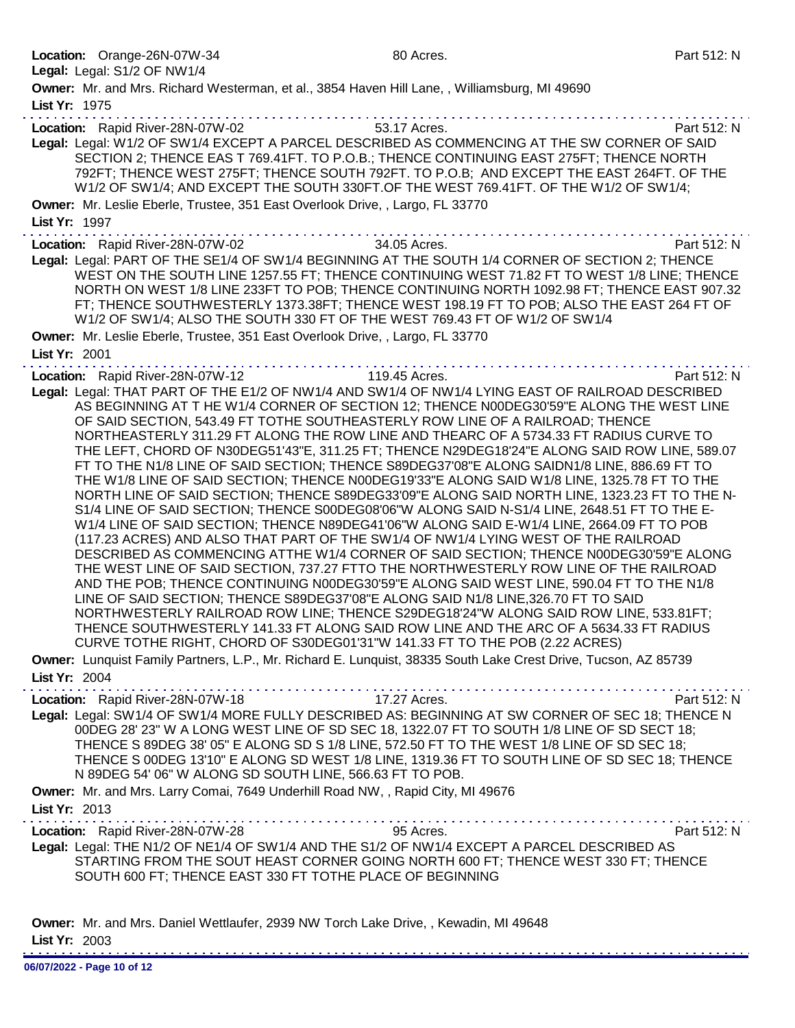**Location:** Orange-26N-07W-34 80 Acres. Part 512: N

**Legal:** Legal: S1/2 OF NW1/4

**Owner:** Mr. and Mrs. Richard Westerman, et al., 3854 Haven Hill Lane, , Williamsburg, MI 49690

**List Yr:** 1975

---

**Location:** Rapid River-28N-07W-02 53.17 Acres. Part 512: N

**Legal:** Legal: W1/2 OF SW1/4 EXCEPT A PARCEL DESCRIBED AS COMMENCING AT THE SW CORNER OF SAID SECTION 2; THENCE EAS T 769.41FT. TO P.O.B.; THENCE CONTINUING EAST 275FT; THENCE NORTH 792FT; THENCE WEST 275FT; THENCE SOUTH 792FT. TO P.O.B; AND EXCEPT THE EAST 264FT. OF THE W1/2 OF SW1/4; AND EXCEPT THE SOUTH 330FT.OF THE WEST 769.41FT. OF THE W1/2 OF SW1/4;

**Owner:** Mr. Leslie Eberle, Trustee, 351 East Overlook Drive, , Largo, FL 33770

**List Yr:** 1997

---

**Location:** Rapid River-28N-07W-02 34.05 Acres. Part 512: N

**Legal:** Legal: PART OF THE SE1/4 OF SW1/4 BEGINNING AT THE SOUTH 1/4 CORNER OF SECTION 2; THENCE WEST ON THE SOUTH LINE 1257.55 FT; THENCE CONTINUING WEST 71.82 FT TO WEST 1/8 LINE; THENCE NORTH ON WEST 1/8 LINE 233FT TO POB; THENCE CONTINUING NORTH 1092.98 FT; THENCE EAST 907.32 FT; THENCE SOUTHWESTERLY 1373.38FT; THENCE WEST 198.19 FT TO POB; ALSO THE EAST 264 FT OF W1/2 OF SW1/4; ALSO THE SOUTH 330 FT OF THE WEST 769.43 FT OF W1/2 OF SW1/4

**Owner:** Mr. Leslie Eberle, Trustee, 351 East Overlook Drive, , Largo, FL 33770

**List Yr:** 2001

---

**Location:** Rapid River-28N-07W-12 119.45 Acres. Part 512: N

**Legal:** Legal: THAT PART OF THE E1/2 OF NW1/4 AND SW1/4 OF NW1/4 LYING EAST OF RAILROAD DESCRIBED AS BEGINNING AT T HE W1/4 CORNER OF SECTION 12; THENCE N00DEG30'59"E ALONG THE WEST LINE OF SAID SECTION, 543.49 FT TOTHE SOUTHEASTERLY ROW LINE OF A RAILROAD; THENCE NORTHEASTERLY 311.29 FT ALONG THE ROW LINE AND THEARC OF A 5734.33 FT RADIUS CURVE TO THE LEFT, CHORD OF N30DEG51'43"E, 311.25 FT; THENCE N29DEG18'24"E ALONG SAID ROW LINE, 589.07 FT TO THE N1/8 LINE OF SAID SECTION; THENCE S89DEG37'08"E ALONG SAIDN1/8 LINE, 886.69 FT TO THE W1/8 LINE OF SAID SECTION; THENCE N00DEG19'33"E ALONG SAID W1/8 LINE, 1325.78 FT TO THE NORTH LINE OF SAID SECTION; THENCE S89DEG33'09"E ALONG SAID NORTH LINE, 1323.23 FT TO THE N-S1/4 LINE OF SAID SECTION; THENCE S00DEG08'06"W ALONG SAID N-S1/4 LINE, 2648.51 FT TO THE E-W1/4 LINE OF SAID SECTION; THENCE N89DEG41'06"W ALONG SAID E-W1/4 LINE, 2664.09 FT TO POB (117.23 ACRES) AND ALSO THAT PART OF THE SW1/4 OF NW1/4 LYING WEST OF THE RAILROAD DESCRIBED AS COMMENCING ATTHE W1/4 CORNER OF SAID SECTION; THENCE N00DEG30'59"E ALONG THE WEST LINE OF SAID SECTION, 737.27 FTTO THE NORTHWESTERLY ROW LINE OF THE RAILROAD AND THE POB; THENCE CONTINUING N00DEG30'59"E ALONG SAID WEST LINE, 590.04 FT TO THE N1/8 LINE OF SAID SECTION; THENCE S89DEG37'08"E ALONG SAID N1/8 LINE,326.70 FT TO SAID NORTHWESTERLY RAILROAD ROW LINE; THENCE S29DEG18'24"W ALONG SAID ROW LINE, 533.81FT; THENCE SOUTHWESTERLY 141.33 FT ALONG SAID ROW LINE AND THE ARC OF A 5634.33 FT RADIUS CURVE TOTHE RIGHT, CHORD OF S30DEG01'31"W 141.33 FT TO THE POB (2.22 ACRES)

**Owner:** Lunquist Family Partners, L.P., Mr. Richard E. Lunquist, 38335 South Lake Crest Drive, Tucson, AZ 85739

**List Yr:** 2004

---

**Location:** Rapid River-28N-07W-18 17.27 Acres. Part 512: N

**Legal:** Legal: SW1/4 OF SW1/4 MORE FULLY DESCRIBED AS: BEGINNING AT SW CORNER OF SEC 18; THENCE N 00DEG 28' 23" W A LONG WEST LINE OF SD SEC 18, 1322.07 FT TO SOUTH 1/8 LINE OF SD SECT 18; THENCE S 89DEG 38' 05" E ALONG SD S 1/8 LINE, 572.50 FT TO THE WEST 1/8 LINE OF SD SEC 18; THENCE S 00DEG 13'10" E ALONG SD WEST 1/8 LINE, 1319.36 FT TO SOUTH LINE OF SD SEC 18; THENCE N 89DEG 54' 06" W ALONG SD SOUTH LINE, 566.63 FT TO POB.

**Owner:** Mr. and Mrs. Larry Comai, 7649 Underhill Road NW, , Rapid City, MI 49676

**List Yr:** 2013

---

**Location:** Rapid River-28N-07W-28 95 Acres. Part 512: N

**Legal:** Legal: THE N1/2 OF NE1/4 OF SW1/4 AND THE S1/2 OF NW1/4 EXCEPT A PARCEL DESCRIBED AS STARTING FROM THE SOUT HEAST CORNER GOING NORTH 600 FT; THENCE WEST 330 FT; THENCE SOUTH 600 FT; THENCE EAST 330 FT TOTHE PLACE OF BEGINNING

**Owner:** Mr. and Mrs. Daniel Wettlaufer, 2939 NW Torch Lake Drive, , Kewadin, MI 49648

**List Yr:** 2003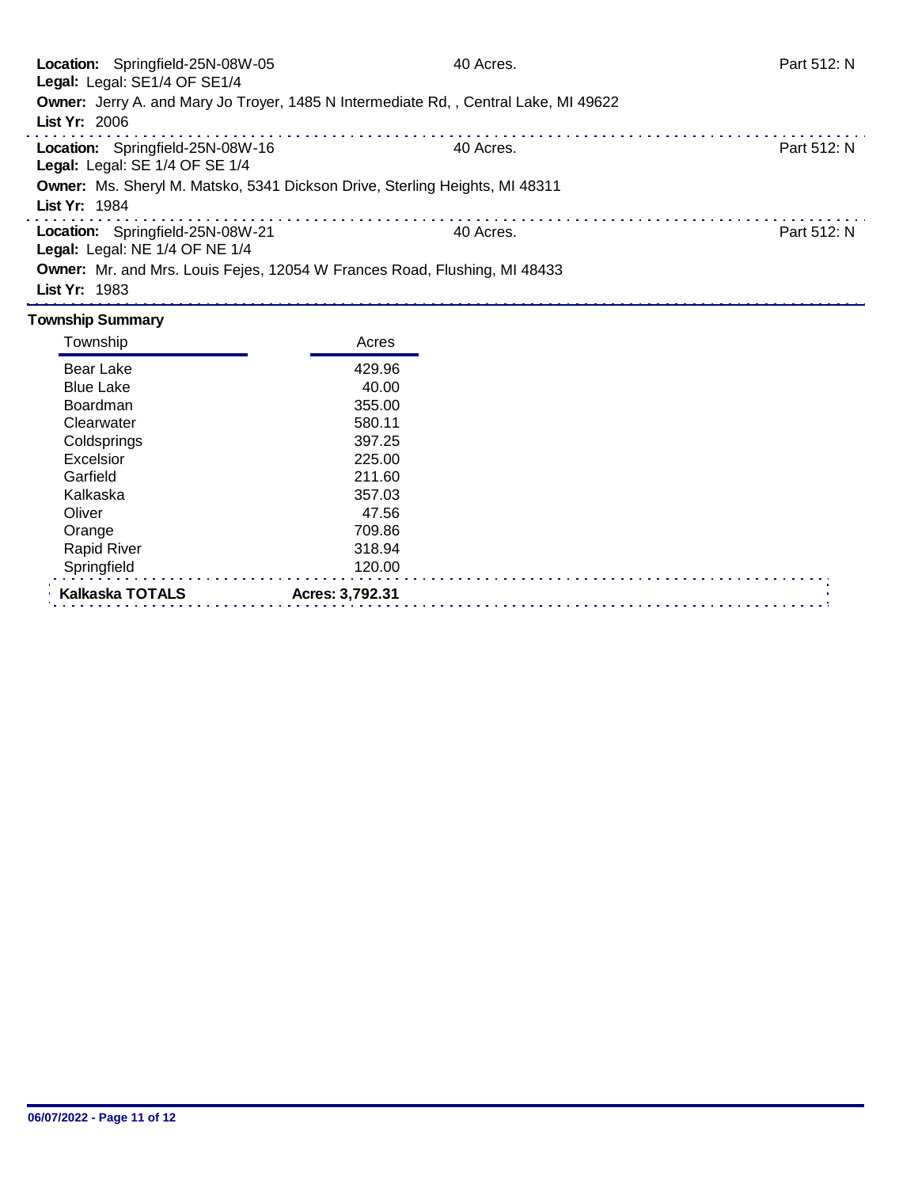**Location:** Springfield-25N-08W-05 40 Acres. Part 512: N
**Legal:** Legal: SE1/4 OF SE1/4
**Owner:** Jerry A. and Mary Jo Troyer, 1485 N Intermediate Rd, , Central Lake, MI 49622
**List Yr:** 2006

**Location:** Springfield-25N-08W-16 40 Acres. Part 512: N
**Legal:** Legal: SE 1/4 OF SE 1/4
**Owner:** Ms. Sheryl M. Matsko, 5341 Dickson Drive, Sterling Heights, MI 48311
**List Yr:** 1984

**Location:** Springfield-25N-08W-21 40 Acres. Part 512: N
**Legal:** Legal: NE 1/4 OF NE 1/4
**Owner:** Mr. and Mrs. Louis Fejes, 12054 W Frances Road, Flushing, MI 48433
**List Yr:** 1983

**Township Summary**

| Township | Acres |
|---|---|
| Bear Lake | 429.96 |
| Blue Lake | 40.00 |
| Boardman | 355.00 |
| Clearwater | 580.11 |
| Coldsprings | 397.25 |
| Excelsior | 225.00 |
| Garfield | 211.60 |
| Kalkaska | 357.03 |
| Oliver | 47.56 |
| Orange | 709.86 |
| Rapid River | 318.94 |
| Springfield | 120.00 |
| **Kalkaska TOTALS** | **Acres: 3,792.31** |